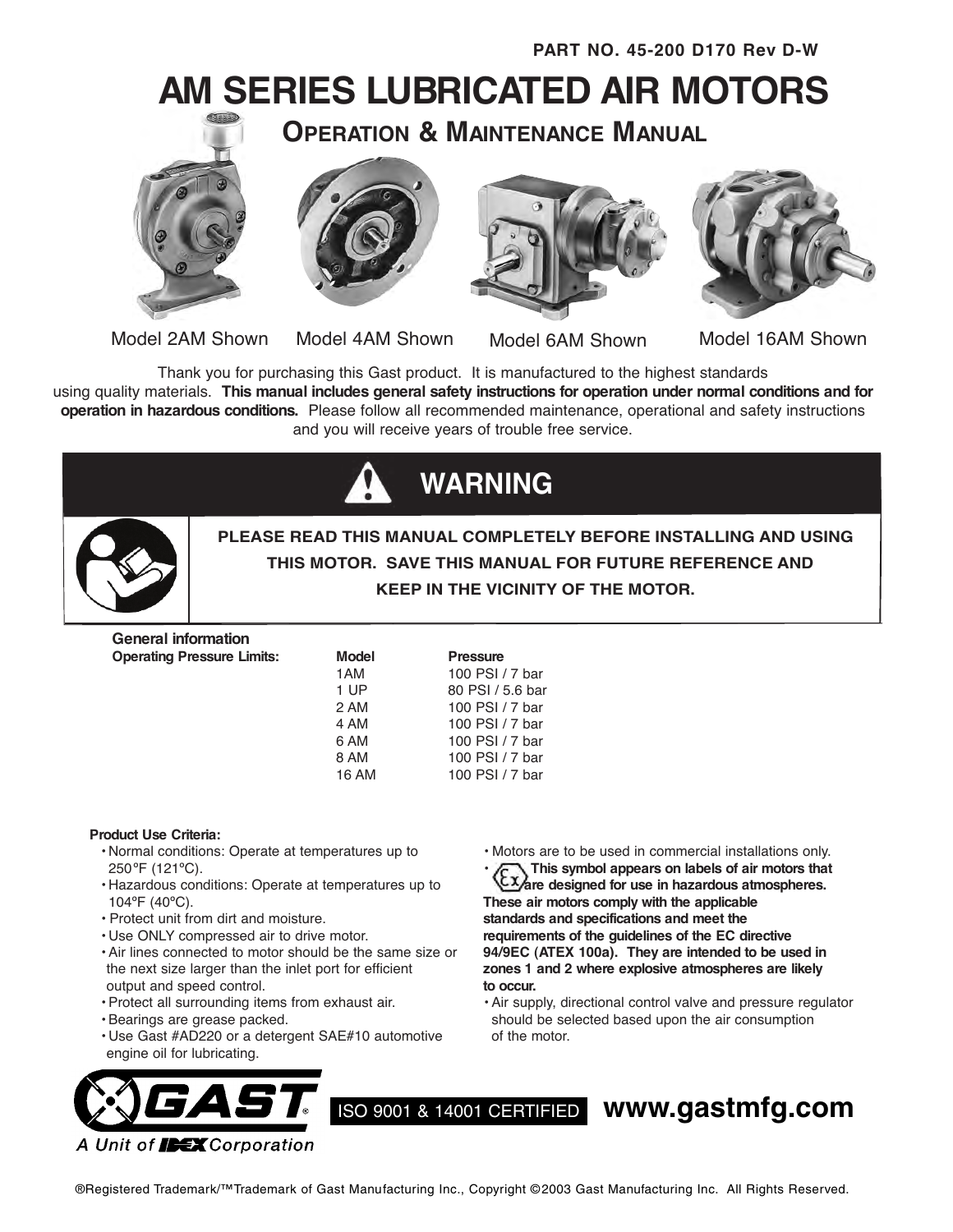PART NO. 45-200 D170 Rev D-W

# AM SERIES LUBRICATED AIR MOTORS

## Operation & Maintenance Manual

Model 2AM Shown  Model 4AM Shown  Model 6AM Shown  Model 16AM Shown

Thank you for purchasing this Gast product. It is manufactured to the highest standards using quality materials. **This manual includes general safety instructions for operation under normal conditions and for operation in hazardous conditions.** Please follow all recommended maintenance, operational and safety instructions and you will receive years of trouble free service.

## WARNING

**PLEASE READ THIS MANUAL COMPLETELY BEFORE INSTALLING AND USING THIS MOTOR. SAVE THIS MANUAL FOR FUTURE REFERENCE AND KEEP IN THE VICINITY OF THE MOTOR.**

**General information**

**Operating Pressure Limits:**

| Model | Pressure |
|---|---|
| 1AM | 100 PSI / 7 bar |
| 1 UP | 80 PSI / 5.6 bar |
| 2 AM | 100 PSI / 7 bar |
| 4 AM | 100 PSI / 7 bar |
| 6 AM | 100 PSI / 7 bar |
| 8 AM | 100 PSI / 7 bar |
| 16 AM | 100 PSI / 7 bar |

**Product Use Criteria:**

- Normal conditions: Operate at temperatures up to 250°F (121°C).
- Hazardous conditions: Operate at temperatures up to 104ºF (40ºC).
- Protect unit from dirt and moisture.
- Use ONLY compressed air to drive motor.
- Air lines connected to motor should be the same size or the next size larger than the inlet port for efficient output and speed control.
- Protect all surrounding items from exhaust air.
- Bearings are grease packed.
- Use Gast #AD220 or a detergent SAE#10 automotive engine oil for lubricating.
- Motors are to be used in commercial installations only.
- **This symbol appears on labels of air motors that are designed for use in hazardous atmospheres. These air motors comply with the applicable standards and specifications and meet the requirements of the guidelines of the EC directive 94/9EC (ATEX 100a). They are intended to be used in zones 1 and 2 where explosive atmospheres are likely to occur.**
- Air supply, directional control valve and pressure regulator should be selected based upon the air consumption of the motor.

GAST® A Unit of IDEX Corporation

ISO 9001 & 14001 CERTIFIED  www.gastmfg.com

®Registered Trademark/™Trademark of Gast Manufacturing Inc., Copyright ©2003 Gast Manufacturing Inc. All Rights Reserved.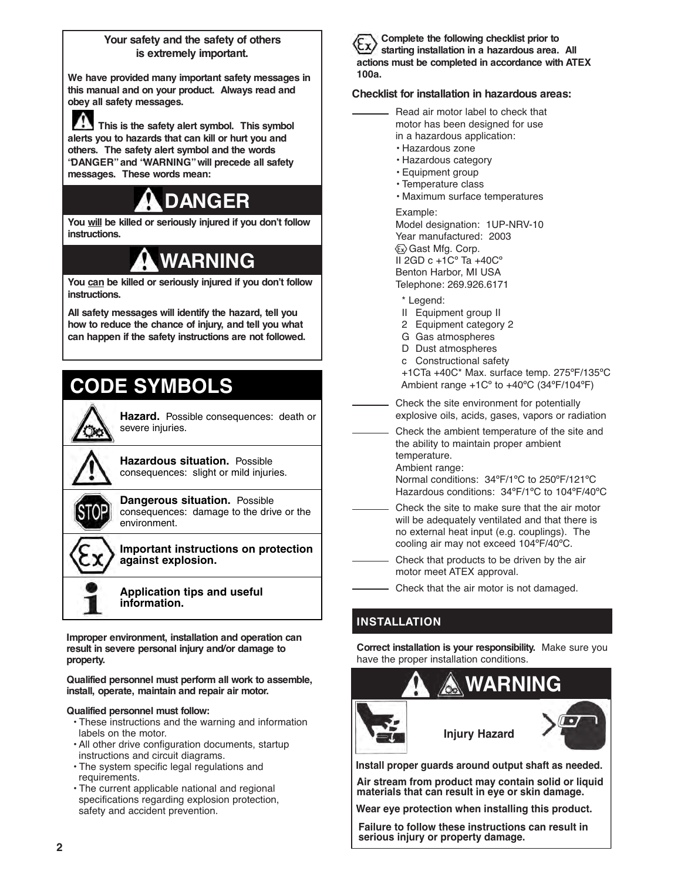**Your safety and the safety of others is extremely important.**

**We have provided many important safety messages in this manual and on your product. Always read and obey all safety messages.**

**This is the safety alert symbol. This symbol alerts you to hazards that can kill or hurt you and others. The safety alert symbol and the words "DANGER" and "WARNING" will precede all safety messages. These words mean:**

## DANGER

**You will be killed or seriously injured if you don't follow instructions.**

## WARNING

**You can be killed or seriously injured if you don't follow instructions.**

**All safety messages will identify the hazard, tell you how to reduce the chance of injury, and tell you what can happen if the safety instructions are not followed.**

## CODE SYMBOLS

**Hazard.** Possible consequences: death or severe injuries.

**Hazardous situation.** Possible consequences: slight or mild injuries.

**Dangerous situation.** Possible consequences: damage to the drive or the environment.

**Important instructions on protection against explosion.**

**Application tips and useful information.**

**Improper environment, installation and operation can result in severe personal injury and/or damage to property.**

**Qualified personnel must perform all work to assemble, install, operate, maintain and repair air motor.**

**Qualified personnel must follow:**

- These instructions and the warning and information labels on the motor.
- All other drive configuration documents, startup instructions and circuit diagrams.
- The system specific legal regulations and requirements.
- The current applicable national and regional specifications regarding explosion protection, safety and accident prevention.

**Complete the following checklist prior to starting installation in a hazardous area. All actions must be completed in accordance with ATEX 100a.**

**Checklist for installation in hazardous areas:**

_______ Read air motor label to check that motor has been designed for use in a hazardous application:
- Hazardous zone
- Hazardous category
- Equipment group
- Temperature class
- Maximum surface temperatures

Example:
Model designation: 1UP-NRV-10
Year manufactured: 2003
Gast Mfg. Corp.
II 2GD c +1Cº Ta +40Cº
Benton Harbor, MI USA
Telephone: 269.926.6171

\* Legend:
II Equipment group II
2 Equipment category 2
G Gas atmospheres
D Dust atmospheres
c Constructional safety
+1CTa +40C* Max. surface temp. 275ºF/135ºC
Ambient range +1Cº to +40ºC (34ºF/104ºF)

_______ Check the site environment for potentially explosive oils, acids, gases, vapors or radiation

_______ Check the ambient temperature of the site and the ability to maintain proper ambient temperature.
Ambient range:
Normal conditions: 34ºF/1ºC to 250ºF/121ºC
Hazardous conditions: 34ºF/1ºC to 104ºF/40ºC

_______ Check the site to make sure that the air motor will be adequately ventilated and that there is no external heat input (e.g. couplings). The cooling air may not exceed 104ºF/40ºC.

_______ Check that products to be driven by the air motor meet ATEX approval.

_______ Check that the air motor is not damaged.

## INSTALLATION

**Correct installation is your responsibility.** Make sure you have the proper installation conditions.

## WARNING

**Injury Hazard**

**Install proper guards around output shaft as needed.**

**Air stream from product may contain solid or liquid materials that can result in eye or skin damage.**

**Wear eye protection when installing this product.**

**Failure to follow these instructions can result in serious injury or property damage.**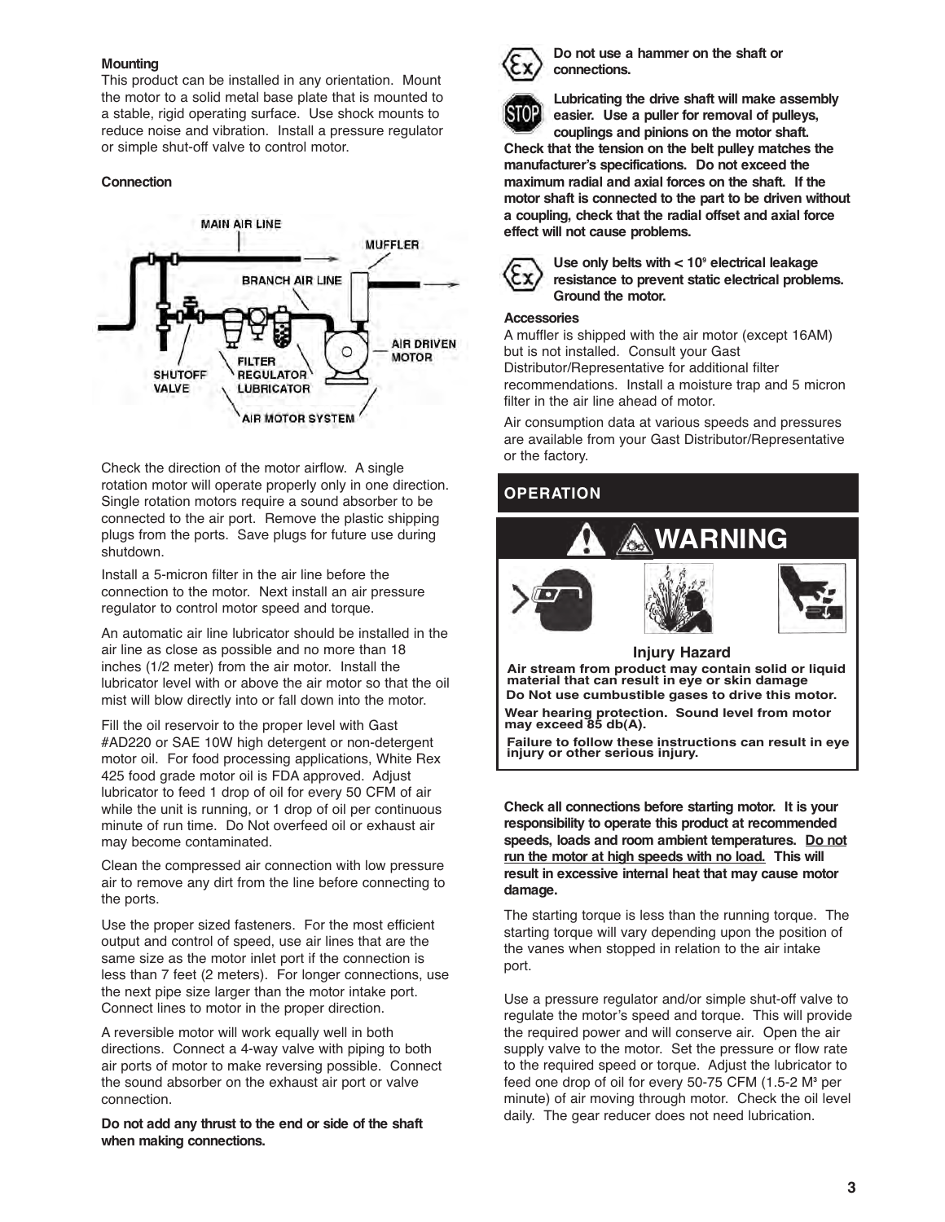**Mounting**

This product can be installed in any orientation. Mount the motor to a solid metal base plate that is mounted to a stable, rigid operating surface. Use shock mounts to reduce noise and vibration. Install a pressure regulator or simple shut-off valve to control motor.

**Connection**

Check the direction of the motor airflow. A single rotation motor will operate properly only in one direction. Single rotation motors require a sound absorber to be connected to the air port. Remove the plastic shipping plugs from the ports. Save plugs for future use during shutdown.

Install a 5-micron filter in the air line before the connection to the motor. Next install an air pressure regulator to control motor speed and torque.

An automatic air line lubricator should be installed in the air line as close as possible and no more than 18 inches (1/2 meter) from the air motor. Install the lubricator level with or above the air motor so that the oil mist will blow directly into or fall down into the motor.

Fill the oil reservoir to the proper level with Gast #AD220 or SAE 10W high detergent or non-detergent motor oil. For food processing applications, White Rex 425 food grade motor oil is FDA approved. Adjust lubricator to feed 1 drop of oil for every 50 CFM of air while the unit is running, or 1 drop of oil per continuous minute of run time. Do Not overfeed oil or exhaust air may become contaminated.

Clean the compressed air connection with low pressure air to remove any dirt from the line before connecting to the ports.

Use the proper sized fasteners. For the most efficient output and control of speed, use air lines that are the same size as the motor inlet port if the connection is less than 7 feet (2 meters). For longer connections, use the next pipe size larger than the motor intake port. Connect lines to motor in the proper direction.

A reversible motor will work equally well in both directions. Connect a 4-way valve with piping to both air ports of motor to make reversing possible. Connect the sound absorber on the exhaust air port or valve connection.

**Do not add any thrust to the end or side of the shaft when making connections.**

**Do not use a hammer on the shaft or connections.**

**Lubricating the drive shaft will make assembly easier. Use a puller for removal of pulleys, couplings and pinions on the motor shaft. Check that the tension on the belt pulley matches the manufacturer's specifications. Do not exceed the maximum radial and axial forces on the shaft. If the motor shaft is connected to the part to be driven without a coupling, check that the radial offset and axial force effect will not cause problems.**

**Use only belts with < $10^9$ electrical leakage resistance to prevent static electrical problems. Ground the motor.**

**Accessories**

A muffler is shipped with the air motor (except 16AM) but is not installed. Consult your Gast Distributor/Representative for additional filter recommendations. Install a moisture trap and 5 micron filter in the air line ahead of motor.

Air consumption data at various speeds and pressures are available from your Gast Distributor/Representative or the factory.

## OPERATION

### WARNING

**Injury Hazard**

**Air stream from product may contain solid or liquid material that can result in eye or skin damage**

**Do Not use cumbustible gases to drive this motor.**

**Wear hearing protection. Sound level from motor may exceed 85 db(A).**

**Failure to follow these instructions can result in eye injury or other serious injury.**

**Check all connections before starting motor. It is your responsibility to operate this product at recommended speeds, loads and room ambient temperatures. Do not run the motor at high speeds with no load. This will result in excessive internal heat that may cause motor damage.**

The starting torque is less than the running torque. The starting torque will vary depending upon the position of the vanes when stopped in relation to the air intake port.

Use a pressure regulator and/or simple shut-off valve to regulate the motor's speed and torque. This will provide the required power and will conserve air. Open the air supply valve to the motor. Set the pressure or flow rate to the required speed or torque. Adjust the lubricator to feed one drop of oil for every 50-75 CFM (1.5-2 $M^3$ per minute) of air moving through motor. Check the oil level daily. The gear reducer does not need lubrication.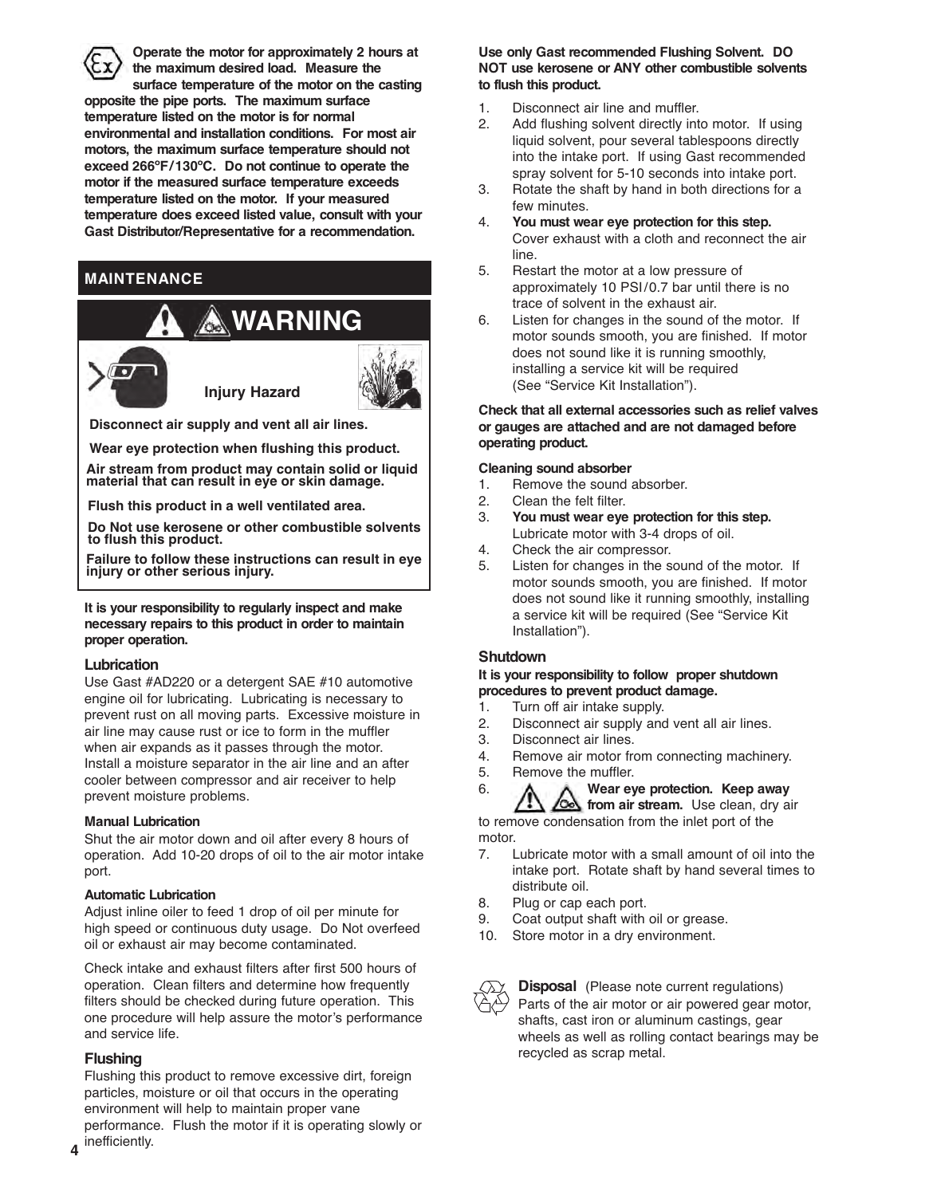**Operate the motor for approximately 2 hours at the maximum desired load. Measure the surface temperature of the motor on the casting opposite the pipe ports. The maximum surface temperature listed on the motor is for normal environmental and installation conditions. For most air motors, the maximum surface temperature should not exceed 266°F/130°C. Do not continue to operate the motor if the measured surface temperature exceeds temperature listed on the motor. If your measured temperature does exceed listed value, consult with your Gast Distributor/Representative for a recommendation.**

## MAINTENANCE

**WARNING**

**Injury Hazard**

**Disconnect air supply and vent all air lines.**

**Wear eye protection when flushing this product.**

**Air stream from product may contain solid or liquid material that can result in eye or skin damage.**

**Flush this product in a well ventilated area.**

**Do Not use kerosene or other combustible solvents to flush this product.**

**Failure to follow these instructions can result in eye injury or other serious injury.**

**It is your responsibility to regularly inspect and make necessary repairs to this product in order to maintain proper operation.**

### Lubrication

Use Gast #AD220 or a detergent SAE #10 automotive engine oil for lubricating. Lubricating is necessary to prevent rust on all moving parts. Excessive moisture in air line may cause rust or ice to form in the muffler when air expands as it passes through the motor. Install a moisture separator in the air line and an after cooler between compressor and air receiver to help prevent moisture problems.

#### Manual Lubrication

Shut the air motor down and oil after every 8 hours of operation. Add 10-20 drops of oil to the air motor intake port.

#### Automatic Lubrication

Adjust inline oiler to feed 1 drop of oil per minute for high speed or continuous duty usage. Do Not overfeed oil or exhaust air may become contaminated.

Check intake and exhaust filters after first 500 hours of operation. Clean filters and determine how frequently filters should be checked during future operation. This one procedure will help assure the motor's performance and service life.

### Flushing

Flushing this product to remove excessive dirt, foreign particles, moisture or oil that occurs in the operating environment will help to maintain proper vane performance. Flush the motor if it is operating slowly or inefficiently.

**Use only Gast recommended Flushing Solvent. DO NOT use kerosene or ANY other combustible solvents to flush this product.**

1. Disconnect air line and muffler.
2. Add flushing solvent directly into motor. If using liquid solvent, pour several tablespoons directly into the intake port. If using Gast recommended spray solvent for 5-10 seconds into intake port.
3. Rotate the shaft by hand in both directions for a few minutes.
4. **You must wear eye protection for this step.** Cover exhaust with a cloth and reconnect the air line.
5. Restart the motor at a low pressure of approximately 10 PSI/0.7 bar until there is no trace of solvent in the exhaust air.
6. Listen for changes in the sound of the motor. If motor sounds smooth, you are finished. If motor does not sound like it is running smoothly, installing a service kit will be required (See "Service Kit Installation").

**Check that all external accessories such as relief valves or gauges are attached and are not damaged before operating product.**

#### Cleaning sound absorber

1. Remove the sound absorber.
2. Clean the felt filter.
3. **You must wear eye protection for this step.** Lubricate motor with 3-4 drops of oil.
4. Check the air compressor.
5. Listen for changes in the sound of the motor. If motor sounds smooth, you are finished. If motor does not sound like it running smoothly, installing a service kit will be required (See "Service Kit Installation").

### Shutdown

**It is your responsibility to follow proper shutdown procedures to prevent product damage.**

1. Turn off air intake supply.
2. Disconnect air supply and vent all air lines.
3. Disconnect air lines.
4. Remove air motor from connecting machinery.
5. Remove the muffler.
6. **Wear eye protection. Keep away from air stream.** Use clean, dry air to remove condensation from the inlet port of the motor.
7. Lubricate motor with a small amount of oil into the intake port. Rotate shaft by hand several times to distribute oil.
8. Plug or cap each port.
9. Coat output shaft with oil or grease.
10. Store motor in a dry environment.

**Disposal** (Please note current regulations) Parts of the air motor or air powered gear motor, shafts, cast iron or aluminum castings, gear wheels as well as rolling contact bearings may be recycled as scrap metal.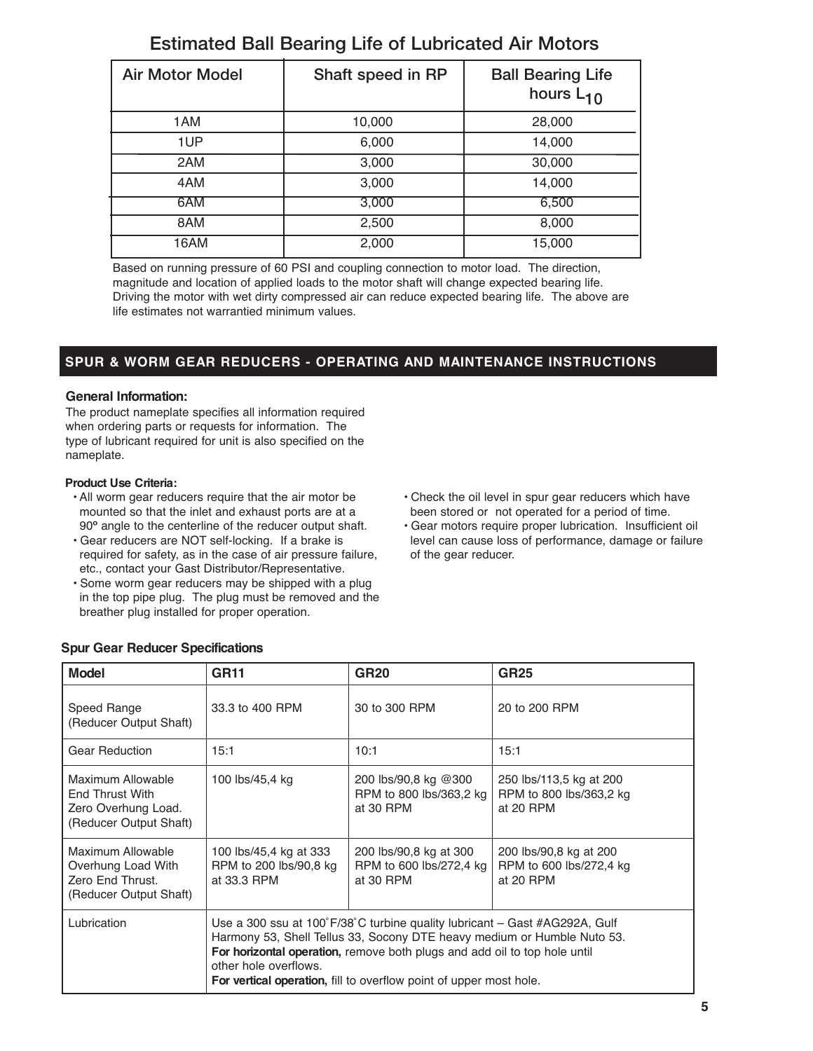## Estimated Ball Bearing Life of Lubricated Air Motors

| Air Motor Model | Shaft speed in RP | Ball Bearing Life hours $L_{10}$ |
|---|---|---|
| 1AM | 10,000 | 28,000 |
| 1UP | 6,000 | 14,000 |
| 2AM | 3,000 | 30,000 |
| 4AM | 3,000 | 14,000 |
| 6AM | 3,000 | 6,500 |
| 8AM | 2,500 | 8,000 |
| 16AM | 2,000 | 15,000 |

Based on running pressure of 60 PSI and coupling connection to motor load. The direction, magnitude and location of applied loads to the motor shaft will change expected bearing life. Driving the motor with wet dirty compressed air can reduce expected bearing life. The above are life estimates not warrantied minimum values.

## SPUR & WORM GEAR REDUCERS - OPERATING AND MAINTENANCE INSTRUCTIONS

### General Information:

The product nameplate specifies all information required when ordering parts or requests for information. The type of lubricant required for unit is also specified on the nameplate.

#### Product Use Criteria:

- All worm gear reducers require that the air motor be mounted so that the inlet and exhaust ports are at a 90º angle to the centerline of the reducer output shaft.
- Gear reducers are NOT self-locking. If a brake is required for safety, as in the case of air pressure failure, etc., contact your Gast Distributor/Representative.
- Some worm gear reducers may be shipped with a plug in the top pipe plug. The plug must be removed and the breather plug installed for proper operation.
- Check the oil level in spur gear reducers which have been stored or not operated for a period of time.
- Gear motors require proper lubrication. Insufficient oil level can cause loss of performance, damage or failure of the gear reducer.

### Spur Gear Reducer Specifications

| Model | GR11 | GR20 | GR25 |
|---|---|---|---|
| Speed Range (Reducer Output Shaft) | 33.3 to 400 RPM | 30 to 300 RPM | 20 to 200 RPM |
| Gear Reduction | 15:1 | 10:1 | 15:1 |
| Maximum Allowable End Thrust With Zero Overhung Load. (Reducer Output Shaft) | 100 lbs/45,4 kg | 200 lbs/90,8 kg @300 RPM to 800 lbs/363,2 kg at 30 RPM | 250 lbs/113,5 kg at 200 RPM to 800 lbs/363,2 kg at 20 RPM |
| Maximum Allowable Overhung Load With Zero End Thrust. (Reducer Output Shaft) | 100 lbs/45,4 kg at 333 RPM to 200 lbs/90,8 kg at 33.3 RPM | 200 lbs/90,8 kg at 300 RPM to 600 lbs/272,4 kg at 30 RPM | 200 lbs/90,8 kg at 200 RPM to 600 lbs/272,4 kg at 20 RPM |
| Lubrication | Use a 300 ssu at 100˚F/38˚C turbine quality lubricant – Gast #AG292A, Gulf Harmony 53, Shell Tellus 33, Socony DTE heavy medium or Humble Nuto 53. **For horizontal operation,** remove both plugs and add oil to top hole until other hole overflows. **For vertical operation,** fill to overflow point of upper most hole. | | |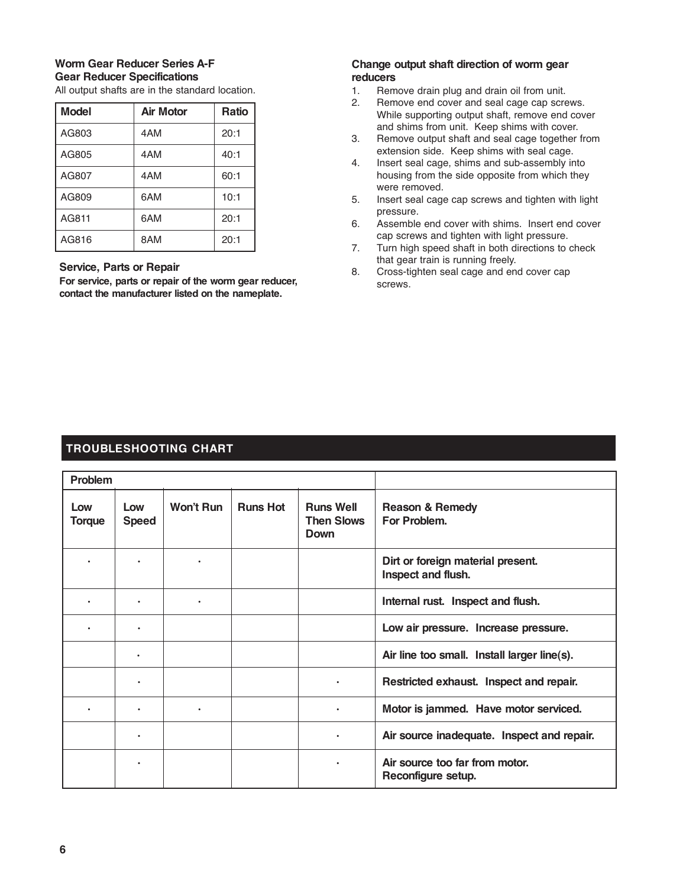### Worm Gear Reducer Series A-F

### Gear Reducer Specifications

All output shafts are in the standard location.

| Model | Air Motor | Ratio |
|---|---|---|
| AG803 | 4AM | 20:1 |
| AG805 | 4AM | 40:1 |
| AG807 | 4AM | 60:1 |
| AG809 | 6AM | 10:1 |
| AG811 | 6AM | 20:1 |
| AG816 | 8AM | 20:1 |

### Service, Parts or Repair

**For service, parts or repair of the worm gear reducer, contact the manufacturer listed on the nameplate.**

### Change output shaft direction of worm gear reducers

1. Remove drain plug and drain oil from unit.
2. Remove end cover and seal cage cap screws. While supporting output shaft, remove end cover and shims from unit. Keep shims with cover.
3. Remove output shaft and seal cage together from extension side. Keep shims with seal cage.
4. Insert seal cage, shims and sub-assembly into housing from the side opposite from which they were removed.
5. Insert seal cage cap screws and tighten with light pressure.
6. Assemble end cover with shims. Insert end cover cap screws and tighten with light pressure.
7. Turn high speed shaft in both directions to check that gear train is running freely.
8. Cross-tighten seal cage and end cover cap screws.

## TROUBLESHOOTING CHART

| Problem | | | | | |
|---|---|---|---|---|---|
| Low Torque | Low Speed | Won't Run | Runs Hot | Runs Well Then Slows Down | Reason & Remedy For Problem. |
| · | · | · | | | **Dirt or foreign material present. Inspect and flush.** |
| · | · | · | | | **Internal rust. Inspect and flush.** |
| · | · | | | | **Low air pressure. Increase pressure.** |
| | · | | | | **Air line too small. Install larger line(s).** |
| | · | | | · | **Restricted exhaust. Inspect and repair.** |
| · | · | · | | · | **Motor is jammed. Have motor serviced.** |
| | · | | | · | **Air source inadequate. Inspect and repair.** |
| | · | | | · | **Air source too far from motor. Reconfigure setup.** |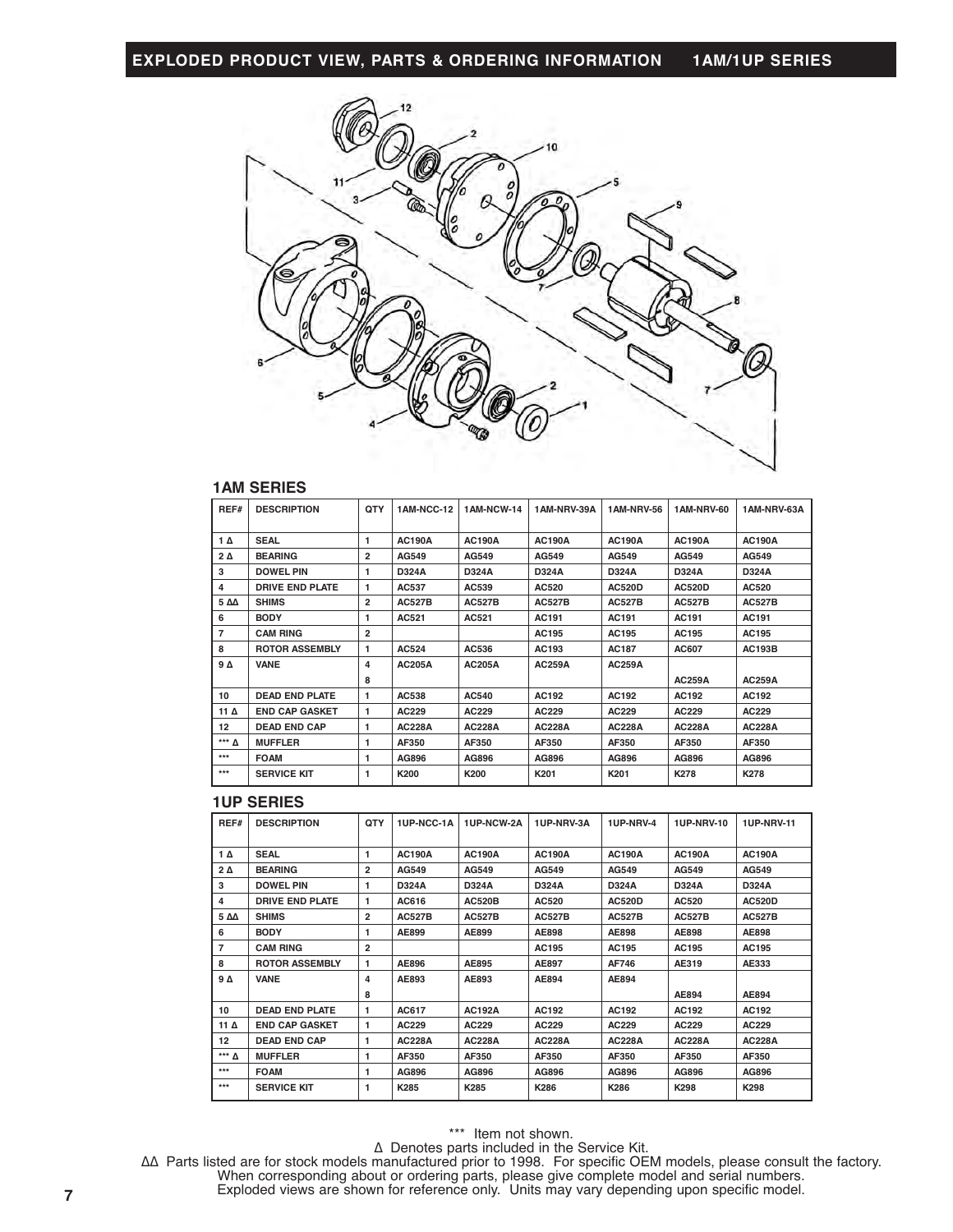## EXPLODED PRODUCT VIEW, PARTS & ORDERING INFORMATION 1AM/1UP SERIES

### 1AM SERIES

| REF# | DESCRIPTION | QTY | 1AM-NCC-12 | 1AM-NCW-14 | 1AM-NRV-39A | 1AM-NRV-56 | 1AM-NRV-60 | 1AM-NRV-63A |
|---|---|---|---|---|---|---|---|---|
| 1 Δ | SEAL | 1 | AC190A | AC190A | AC190A | AC190A | AC190A | AC190A |
| 2 Δ | BEARING | 2 | AG549 | AG549 | AG549 | AG549 | AG549 | AG549 |
| 3 | DOWEL PIN | 1 | D324A | D324A | D324A | D324A | D324A | D324A |
| 4 | DRIVE END PLATE | 1 | AC537 | AC539 | AC520 | AC520D | AC520D | AC520 |
| 5 ΔΔ | SHIMS | 2 | AC527B | AC527B | AC527B | AC527B | AC527B | AC527B |
| 6 | BODY | 1 | AC521 | AC521 | AC191 | AC191 | AC191 | AC191 |
| 7 | CAM RING | 2 | | | AC195 | AC195 | AC195 | AC195 |
| 8 | ROTOR ASSEMBLY | 1 | AC524 | AC536 | AC193 | AC187 | AC607 | AC193B |
| 9 Δ | VANE | 4 | AC205A | AC205A | AC259A | AC259A | | |
| | | 8 | | | | | AC259A | AC259A |
| 10 | DEAD END PLATE | 1 | AC538 | AC540 | AC192 | AC192 | AC192 | AC192 |
| 11 Δ | END CAP GASKET | 1 | AC229 | AC229 | AC229 | AC229 | AC229 | AC229 |
| 12 | DEAD END CAP | 1 | AC228A | AC228A | AC228A | AC228A | AC228A | AC228A |
| *** Δ | MUFFLER | 1 | AF350 | AF350 | AF350 | AF350 | AF350 | AF350 |
| *** | FOAM | 1 | AG896 | AG896 | AG896 | AG896 | AG896 | AG896 |
| *** | SERVICE KIT | 1 | K200 | K200 | K201 | K201 | K278 | K278 |

### 1UP SERIES

| REF# | DESCRIPTION | QTY | 1UP-NCC-1A | 1UP-NCW-2A | 1UP-NRV-3A | 1UP-NRV-4 | 1UP-NRV-10 | 1UP-NRV-11 |
|---|---|---|---|---|---|---|---|---|
| 1 Δ | SEAL | 1 | AC190A | AC190A | AC190A | AC190A | AC190A | AC190A |
| 2 Δ | BEARING | 2 | AG549 | AG549 | AG549 | AG549 | AG549 | AG549 |
| 3 | DOWEL PIN | 1 | D324A | D324A | D324A | D324A | D324A | D324A |
| 4 | DRIVE END PLATE | 1 | AC616 | AC520B | AC520 | AC520D | AC520 | AC520D |
| 5 ΔΔ | SHIMS | 2 | AC527B | AC527B | AC527B | AC527B | AC527B | AC527B |
| 6 | BODY | 1 | AE899 | AE899 | AE898 | AE898 | AE898 | AE898 |
| 7 | CAM RING | 2 | | | AC195 | AC195 | AC195 | AC195 |
| 8 | ROTOR ASSEMBLY | 1 | AE896 | AE895 | AE897 | AF746 | AE319 | AE333 |
| 9 Δ | VANE | 4 | AE893 | AE893 | AE894 | AE894 | | |
| | | 8 | | | | | AE894 | AE894 |
| 10 | DEAD END PLATE | 1 | AC617 | AC192A | AC192 | AC192 | AC192 | AC192 |
| 11 Δ | END CAP GASKET | 1 | AC229 | AC229 | AC229 | AC229 | AC229 | AC229 |
| 12 | DEAD END CAP | 1 | AC228A | AC228A | AC228A | AC228A | AC228A | AC228A |
| *** Δ | MUFFLER | 1 | AF350 | AF350 | AF350 | AF350 | AF350 | AF350 |
| *** | FOAM | 1 | AG896 | AG896 | AG896 | AG896 | AG896 | AG896 |
| *** | SERVICE KIT | 1 | K285 | K285 | K286 | K286 | K298 | K298 |

\*\*\* Item not shown.

Δ Denotes parts included in the Service Kit.

ΔΔ Parts listed are for stock models manufactured prior to 1998. For specific OEM models, please consult the factory.
When corresponding about or ordering parts, please give complete model and serial numbers.
Exploded views are shown for reference only. Units may vary depending upon specific model.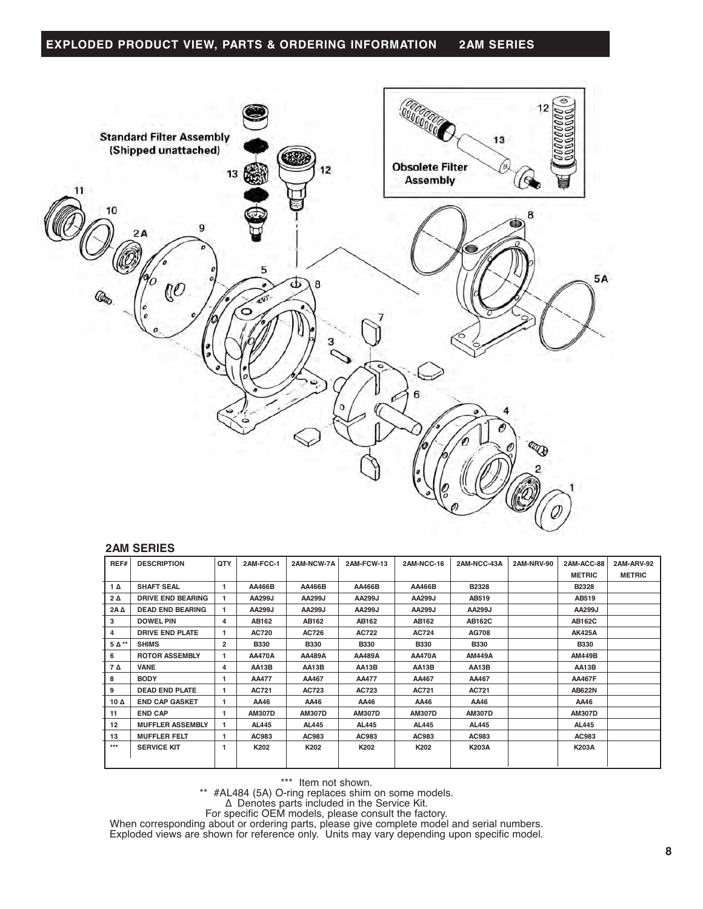## EXPLODED PRODUCT VIEW, PARTS & ORDERING INFORMATION 2AM SERIES

Standard Filter Assembly (Shipped unattached)

Obsolete Filter Assembly

### 2AM SERIES

| REF# | DESCRIPTION | QTY | 2AM-FCC-1 | 2AM-NCW-7A | 2AM-FCW-13 | 2AM-NCC-16 | 2AM-NCC-43A | 2AM-NRV-90 | 2AM-ACC-88 METRIC | 2AM-ARV-92 METRIC |
|---|---|---|---|---|---|---|---|---|---|---|
| 1 Δ | SHAFT SEAL | 1 | AA466B | AA466B | AA466B | AA466B | B2328 | | B2328 | |
| 2 Δ | DRIVE END BEARING | 1 | AA299J | AA299J | AA299J | AA299J | AB519 | | AB519 | |
| 2A Δ | DEAD END BEARING | 1 | AA299J | AA299J | AA299J | AA299J | AA299J | | AA299J | |
| 3 | DOWEL PIN | 4 | AB162 | AB162 | AB162 | AB162 | AB162C | | AB162C | |
| 4 | DRIVE END PLATE | 1 | AC720 | AC726 | AC722 | AC724 | AG708 | | AK425A | |
| 5 Δ ** | SHIMS | 2 | B330 | B330 | B330 | B330 | B330 | | B330 | |
| 6 | ROTOR ASSEMBLY | 1 | AA470A | AA489A | AA489A | AA470A | AM449A | | AM449B | |
| 7 Δ | VANE | 4 | AA13B | AA13B | AA13B | AA13B | AA13B | | AA13B | |
| 8 | BODY | 1 | AA477 | AA467 | AA477 | AA467 | AA467 | | AA467F | |
| 9 | DEAD END PLATE | 1 | AC721 | AC723 | AC723 | AC721 | AC721 | | AB622N | |
| 10 Δ | END CAP GASKET | 1 | AA46 | AA46 | AA46 | AA46 | AA46 | | AA46 | |
| 11 | END CAP | 1 | AM307D | AM307D | AM307D | AM307D | AM307D | | AM307D | |
| 12 | MUFFLER ASSEMBLY | 1 | AL445 | AL445 | AL445 | AL445 | AL445 | | AL445 | |
| 13 | MUFFLER FELT | 1 | AC983 | AC983 | AC983 | AC983 | AC983 | | AC983 | |
| *** | SERVICE KIT | 1 | K202 | K202 | K202 | K202 | K203A | | K203A | |

*** Item not shown.
** #AL484 (5A) O-ring replaces shim on some models.
Δ Denotes parts included in the Service Kit.
For specific OEM models, please consult the factory.
When corresponding about or ordering parts, please give complete model and serial numbers.
Exploded views are shown for reference only. Units may vary depending upon specific model.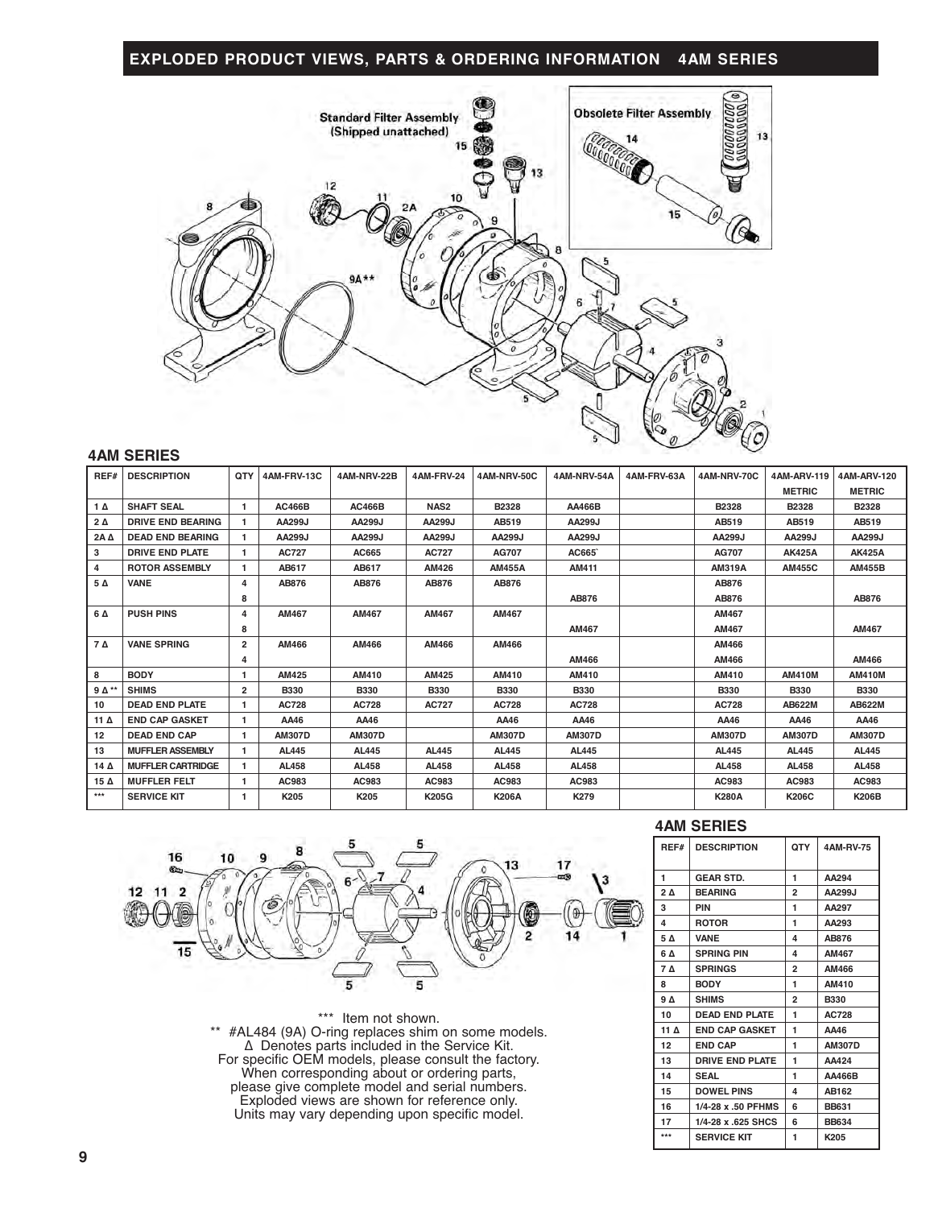## EXPLODED PRODUCT VIEWS, PARTS & ORDERING INFORMATION 4AM SERIES

### 4AM SERIES

| REF# | DESCRIPTION | QTY | 4AM-FRV-13C | 4AM-NRV-22B | 4AM-FRV-24 | 4AM-NRV-50C | 4AM-NRV-54A | 4AM-FRV-63A | 4AM-NRV-70C | 4AM-ARV-119 METRIC | 4AM-ARV-120 METRIC |
|---|---|---|---|---|---|---|---|---|---|---|---|
| 1 Δ | SHAFT SEAL | 1 | AC466B | AC466B | NAS2 | B2328 | AA466B | | B2328 | B2328 | B2328 |
| 2 Δ | DRIVE END BEARING | 1 | AA299J | AA299J | AA299J | AB519 | AA299J | | AB519 | AB519 | AB519 |
| 2A Δ | DEAD END BEARING | 1 | AA299J | AA299J | AA299J | AA299J | AA299J | | AA299J | AA299J | AA299J |
| 3 | DRIVE END PLATE | 1 | AC727 | AC665 | AC727 | AG707 | AC665` | | AG707 | AK425A | AK425A |
| 4 | ROTOR ASSEMBLY | 1 | AB617 | AB617 | AM426 | AM455A | AM411 | | AM319A | AM455C | AM455B |
| 5 Δ | VANE | 4 | AB876 | AB876 | AB876 | AB876 | | | AB876 | | |
| | | 8 | | | | | AB876 | | AB876 | | AB876 |
| 6 Δ | PUSH PINS | 4 | AM467 | AM467 | AM467 | AM467 | | | AM467 | | |
| | | 8 | | | | | AM467 | | AM467 | | AM467 |
| 7 Δ | VANE SPRING | 2 | AM466 | AM466 | AM466 | AM466 | | | AM466 | | |
| | | 4 | | | | | AM466 | | AM466 | | AM466 |
| 8 | BODY | 1 | AM425 | AM410 | AM425 | AM410 | AM410 | | AM410 | AM410M | AM410M |
| 9 Δ ** | SHIMS | 2 | B330 | B330 | B330 | B330 | B330 | | B330 | B330 | B330 |
| 10 | DEAD END PLATE | 1 | AC728 | AC728 | AC727 | AC728 | AC728 | | AC728 | AB622M | AB622M |
| 11 Δ | END CAP GASKET | 1 | AA46 | AA46 | | AA46 | AA46 | | AA46 | AA46 | AA46 |
| 12 | DEAD END CAP | 1 | AM307D | AM307D | | AM307D | AM307D | | AM307D | AM307D | AM307D |
| 13 | MUFFLER ASSEMBLY | 1 | AL445 | AL445 | AL445 | AL445 | AL445 | | AL445 | AL445 | AL445 |
| 14 Δ | MUFFLER CARTRIDGE | 1 | AL458 | AL458 | AL458 | AL458 | AL458 | | AL458 | AL458 | AL458 |
| 15 Δ | MUFFLER FELT | 1 | AC983 | AC983 | AC983 | AC983 | AC983 | | AC983 | AC983 | AC983 |
| *** | SERVICE KIT | 1 | K205 | K205 | K205G | K206A | K279 | | K280A | K206C | K206B |

### 4AM SERIES

| REF# | DESCRIPTION | QTY | 4AM-RV-75 |
|---|---|---|---|
| 1 | GEAR STD. | 1 | AA294 |
| 2 Δ | BEARING | 2 | AA299J |
| 3 | PIN | 1 | AA297 |
| 4 | ROTOR | 1 | AA293 |
| 5 Δ | VANE | 4 | AB876 |
| 6 Δ | SPRING PIN | 4 | AM467 |
| 7 Δ | SPRINGS | 2 | AM466 |
| 8 | BODY | 1 | AM410 |
| 9 Δ | SHIMS | 2 | B330 |
| 10 | DEAD END PLATE | 1 | AC728 |
| 11 Δ | END CAP GASKET | 1 | AA46 |
| 12 | END CAP | 1 | AM307D |
| 13 | DRIVE END PLATE | 1 | AA424 |
| 14 | SEAL | 1 | AA466B |
| 15 | DOWEL PINS | 4 | AB162 |
| 16 | 1/4-28 x .50 PFHMS | 6 | BB631 |
| 17 | 1/4-28 x .625 SHCS | 6 | BB634 |
| *** | SERVICE KIT | 1 | K205 |

*** Item not shown.
** #AL484 (9A) O-ring replaces shim on some models.
Δ Denotes parts included in the Service Kit.
For specific OEM models, please consult the factory.
When corresponding about or ordering parts, please give complete model and serial numbers.
Exploded views are shown for reference only.
Units may vary depending upon specific model.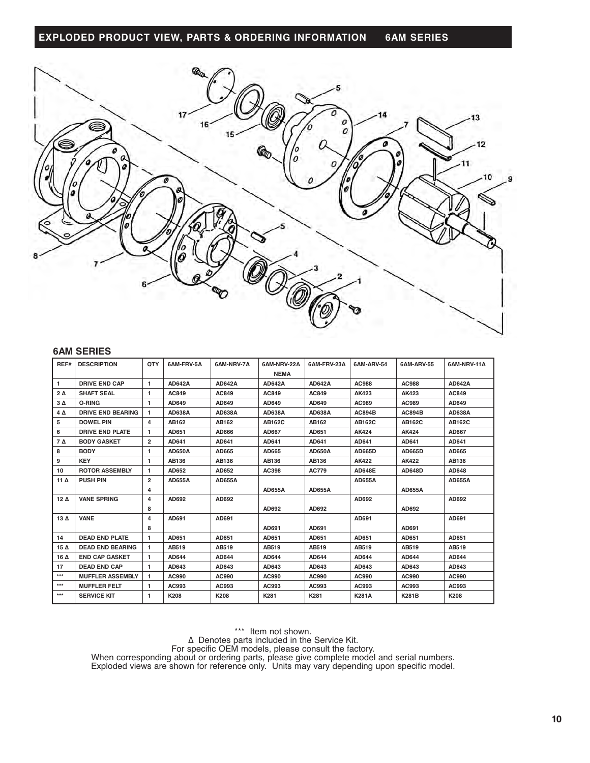## EXPLODED PRODUCT VIEW, PARTS & ORDERING INFORMATION 6AM SERIES

### 6AM SERIES

| REF# | DESCRIPTION | QTY | 6AM-FRV-5A | 6AM-NRV-7A | 6AM-NRV-22A NEMA | 6AM-FRV-23A | 6AM-ARV-54 | 6AM-ARV-55 | 6AM-NRV-11A |
|---|---|---|---|---|---|---|---|---|---|
| 1 | DRIVE END CAP | 1 | AD642A | AD642A | AD642A | AD642A | AC988 | AC988 | AD642A |
| 2 Δ | SHAFT SEAL | 1 | AC849 | AC849 | AC849 | AC849 | AK423 | AK423 | AC849 |
| 3 Δ | O-RING | 1 | AD649 | AD649 | AD649 | AD649 | AC989 | AC989 | AD649 |
| 4 Δ | DRIVE END BEARING | 1 | AD638A | AD638A | AD638A | AD638A | AC894B | AC894B | AD638A |
| 5 | DOWEL PIN | 4 | AB162 | AB162 | AB162C | AB162 | AB162C | AB162C | AB162C |
| 6 | DRIVE END PLATE | 1 | AD651 | AD666 | AD667 | AD651 | AK424 | AK424 | AD667 |
| 7 Δ | BODY GASKET | 2 | AD641 | AD641 | AD641 | AD641 | AD641 | AD641 | AD641 |
| 8 | BODY | 1 | AD650A | AD665 | AD665 | AD650A | AD665D | AD665D | AD665 |
| 9 | KEY | 1 | AB136 | AB136 | AB136 | AB136 | AK422 | AK422 | AB136 |
| 10 | ROTOR ASSEMBLY | 1 | AD652 | AD652 | AC398 | AC779 | AD648E | AD648D | AD648 |
| 11 Δ | PUSH PIN | 2 | AD655A | AD655A | | | AD655A | | AD655A |
| | | 4 | | | AD655A | AD655A | | AD655A | |
| 12 Δ | VANE SPRING | 4 | AD692 | AD692 | | | AD692 | | AD692 |
| | | 8 | | | AD692 | AD692 | | AD692 | |
| 13 Δ | VANE | 4 | AD691 | AD691 | | | AD691 | | AD691 |
| | | 8 | | | AD691 | AD691 | | AD691 | |
| 14 | DEAD END PLATE | 1 | AD651 | AD651 | AD651 | AD651 | AD651 | AD651 | AD651 |
| 15 Δ | DEAD END BEARING | 1 | AB519 | AB519 | AB519 | AB519 | AB519 | AB519 | AB519 |
| 16 Δ | END CAP GASKET | 1 | AD644 | AD644 | AD644 | AD644 | AD644 | AD644 | AD644 |
| 17 | DEAD END CAP | 1 | AD643 | AD643 | AD643 | AD643 | AD643 | AD643 | AD643 |
| *** | MUFFLER ASSEMBLY | 1 | AC990 | AC990 | AC990 | AC990 | AC990 | AC990 | AC990 |
| *** | MUFFLER FELT | 1 | AC993 | AC993 | AC993 | AC993 | AC993 | AC993 | AC993 |
| *** | SERVICE KIT | 1 | K208 | K208 | K281 | K281 | K281A | K281B | K208 |

*** Item not shown.
Δ Denotes parts included in the Service Kit.
For specific OEM models, please consult the factory.
When corresponding about or ordering parts, please give complete model and serial numbers.
Exploded views are shown for reference only. Units may vary depending upon specific model.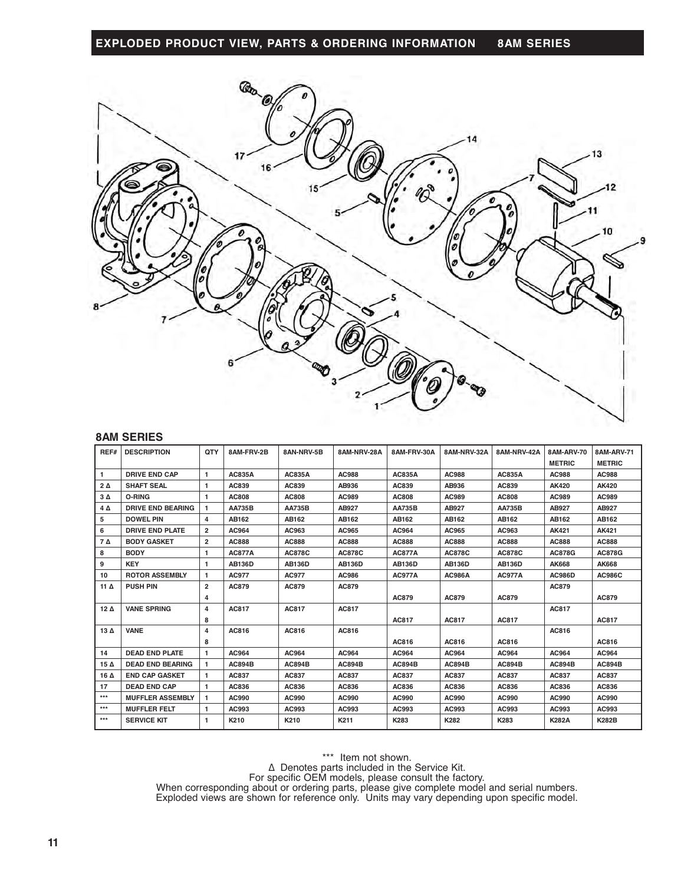## EXPLODED PRODUCT VIEW, PARTS & ORDERING INFORMATION 8AM SERIES

### 8AM SERIES

| REF# | DESCRIPTION | QTY | 8AM-FRV-2B | 8AN-NRV-5B | 8AM-NRV-28A | 8AM-FRV-30A | 8AM-NRV-32A | 8AM-NRV-42A | 8AM-ARV-70 METRIC | 8AM-ARV-71 METRIC |
|---|---|---|---|---|---|---|---|---|---|---|
| 1 | DRIVE END CAP | 1 | AC835A | AC835A | AC988 | AC835A | AC988 | AC835A | AC988 | AC988 |
| 2 Δ | SHAFT SEAL | 1 | AC839 | AC839 | AB936 | AC839 | AB936 | AC839 | AK420 | AK420 |
| 3 Δ | O-RING | 1 | AC808 | AC808 | AC989 | AC808 | AC989 | AC808 | AC989 | AC989 |
| 4 Δ | DRIVE END BEARING | 1 | AA735B | AA735B | AB927 | AA735B | AB927 | AA735B | AB927 | AB927 |
| 5 | DOWEL PIN | 4 | AB162 | AB162 | AB162 | AB162 | AB162 | AB162 | AB162 | AB162 |
| 6 | DRIVE END PLATE | 2 | AC964 | AC963 | AC965 | AC964 | AC965 | AC963 | AK421 | AK421 |
| 7 Δ | BODY GASKET | 2 | AC888 | AC888 | AC888 | AC888 | AC888 | AC888 | AC888 | AC888 |
| 8 | BODY | 1 | AC877A | AC878C | AC878C | AC877A | AC878C | AC878C | AC878G | AC878G |
| 9 | KEY | 1 | AB136D | AB136D | AB136D | AB136D | AB136D | AB136D | AK668 | AK668 |
| 10 | ROTOR ASSEMBLY | 1 | AC977 | AC977 | AC986 | AC977A | AC986A | AC977A | AC986D | AC986C |
| 11 Δ | PUSH PIN | 2 | AC879 | AC879 | AC879 | | | | AC879 | |
| | | 4 | | | | AC879 | AC879 | AC879 | | AC879 |
| 12 Δ | VANE SPRING | 4 | AC817 | AC817 | AC817 | | | | AC817 | |
| | | 8 | | | | AC817 | AC817 | AC817 | | AC817 |
| 13 Δ | VANE | 4 | AC816 | AC816 | AC816 | | | | AC816 | |
| | | 8 | | | | AC816 | AC816 | AC816 | | AC816 |
| 14 | DEAD END PLATE | 1 | AC964 | AC964 | AC964 | AC964 | AC964 | AC964 | AC964 | AC964 |
| 15 Δ | DEAD END BEARING | 1 | AC894B | AC894B | AC894B | AC894B | AC894B | AC894B | AC894B | AC894B |
| 16 Δ | END CAP GASKET | 1 | AC837 | AC837 | AC837 | AC837 | AC837 | AC837 | AC837 | AC837 |
| 17 | DEAD END CAP | 1 | AC836 | AC836 | AC836 | AC836 | AC836 | AC836 | AC836 | AC836 |
| *** | MUFFLER ASSEMBLY | 1 | AC990 | AC990 | AC990 | AC990 | AC990 | AC990 | AC990 | AC990 |
| *** | MUFFLER FELT | 1 | AC993 | AC993 | AC993 | AC993 | AC993 | AC993 | AC993 | AC993 |
| *** | SERVICE KIT | 1 | K210 | K210 | K211 | K283 | K282 | K283 | K282A | K282B |

*** Item not shown.
Δ Denotes parts included in the Service Kit.
For specific OEM models, please consult the factory.
When corresponding about or ordering parts, please give complete model and serial numbers.
Exploded views are shown for reference only. Units may vary depending upon specific model.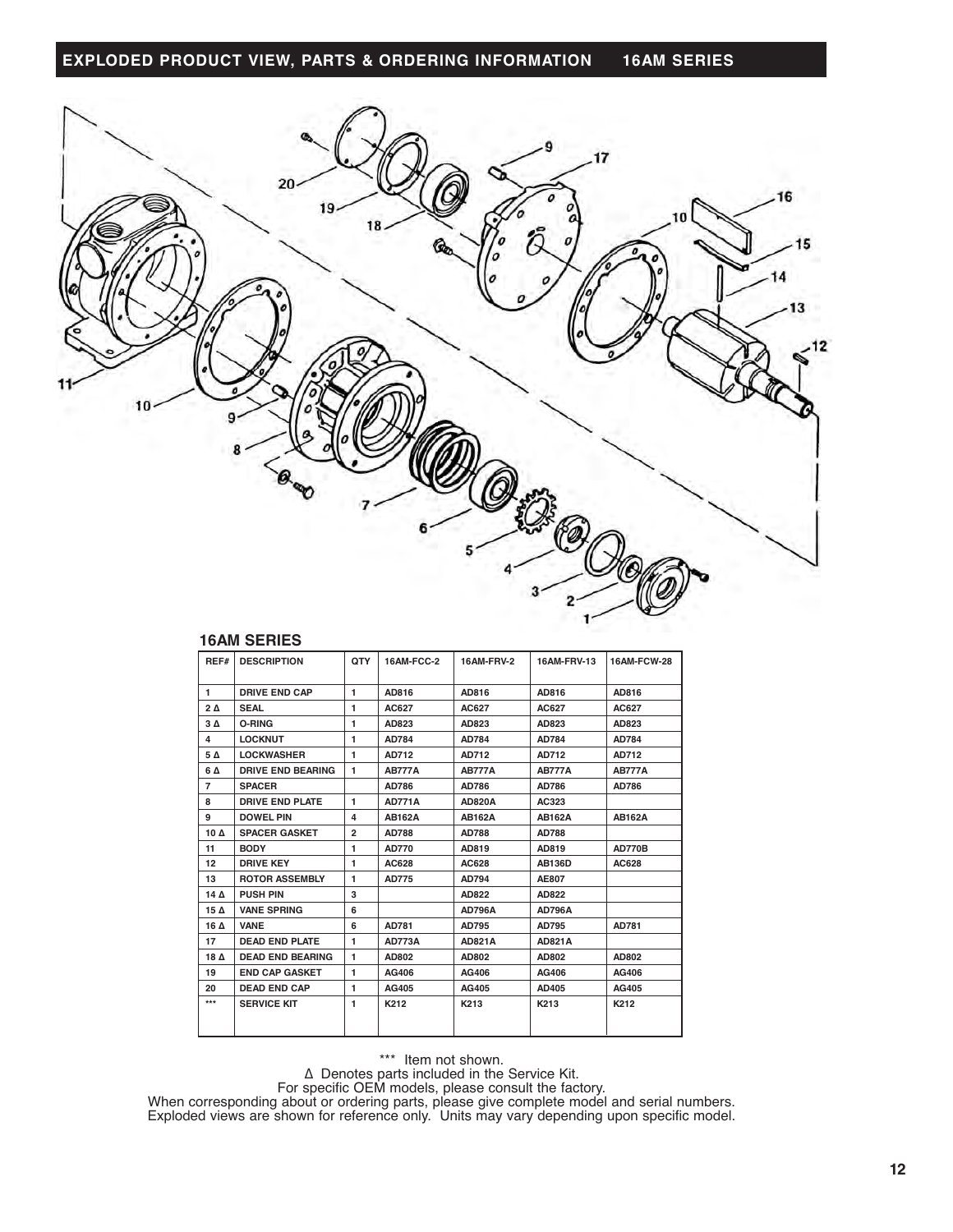## EXPLODED PRODUCT VIEW, PARTS & ORDERING INFORMATION 16AM SERIES

### 16AM SERIES

| REF# | DESCRIPTION | QTY | 16AM-FCC-2 | 16AM-FRV-2 | 16AM-FRV-13 | 16AM-FCW-28 |
|---|---|---|---|---|---|---|
| 1 | DRIVE END CAP | 1 | AD816 | AD816 | AD816 | AD816 |
| 2 Δ | SEAL | 1 | AC627 | AC627 | AC627 | AC627 |
| 3 Δ | O-RING | 1 | AD823 | AD823 | AD823 | AD823 |
| 4 | LOCKNUT | 1 | AD784 | AD784 | AD784 | AD784 |
| 5 Δ | LOCKWASHER | 1 | AD712 | AD712 | AD712 | AD712 |
| 6 Δ | DRIVE END BEARING | 1 | AB777A | AB777A | AB777A | AB777A |
| 7 | SPACER | | AD786 | AD786 | AD786 | AD786 |
| 8 | DRIVE END PLATE | 1 | AD771A | AD820A | AC323 | |
| 9 | DOWEL PIN | 4 | AB162A | AB162A | AB162A | AB162A |
| 10 Δ | SPACER GASKET | 2 | AD788 | AD788 | AD788 | |
| 11 | BODY | 1 | AD770 | AD819 | AD819 | AD770B |
| 12 | DRIVE KEY | 1 | AC628 | AC628 | AB136D | AC628 |
| 13 | ROTOR ASSEMBLY | 1 | AD775 | AD794 | AE807 | |
| 14 Δ | PUSH PIN | 3 | | AD822 | AD822 | |
| 15 Δ | VANE SPRING | 6 | | AD796A | AD796A | |
| 16 Δ | VANE | 6 | AD781 | AD795 | AD795 | AD781 |
| 17 | DEAD END PLATE | 1 | AD773A | AD821A | AD821A | |
| 18 Δ | DEAD END BEARING | 1 | AD802 | AD802 | AD802 | AD802 |
| 19 | END CAP GASKET | 1 | AG406 | AG406 | AG406 | AG406 |
| 20 | DEAD END CAP | 1 | AG405 | AG405 | AD405 | AG405 |
| *** | SERVICE KIT | 1 | K212 | K213 | K213 | K212 |

*** Item not shown.

Δ Denotes parts included in the Service Kit.

For specific OEM models, please consult the factory.

When corresponding about or ordering parts, please give complete model and serial numbers.

Exploded views are shown for reference only. Units may vary depending upon specific model.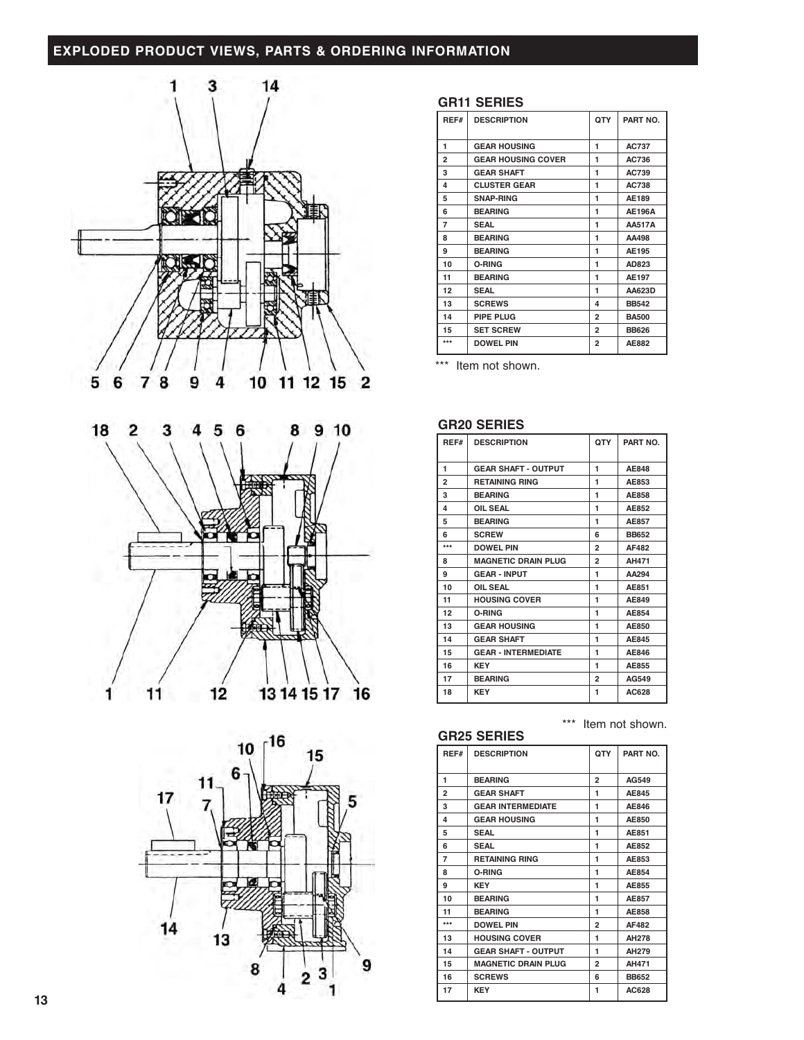## EXPLODED PRODUCT VIEWS, PARTS & ORDERING INFORMATION

### GR11 SERIES

| REF# | DESCRIPTION | QTY | PART NO. |
|---|---|---|---|
| 1 | GEAR HOUSING | 1 | AC737 |
| 2 | GEAR HOUSING COVER | 1 | AC736 |
| 3 | GEAR SHAFT | 1 | AC739 |
| 4 | CLUSTER GEAR | 1 | AC738 |
| 5 | SNAP-RING | 1 | AE189 |
| 6 | BEARING | 1 | AE196A |
| 7 | SEAL | 1 | AA517A |
| 8 | BEARING | 1 | AA498 |
| 9 | BEARING | 1 | AE195 |
| 10 | O-RING | 1 | AD823 |
| 11 | BEARING | 1 | AE197 |
| 12 | SEAL | 1 | AA623D |
| 13 | SCREWS | 4 | BB542 |
| 14 | PIPE PLUG | 2 | BA500 |
| 15 | SET SCREW | 2 | BB626 |
| *** | DOWEL PIN | 2 | AE882 |

*** Item not shown.

### GR20 SERIES

| REF# | DESCRIPTION | QTY | PART NO. |
|---|---|---|---|
| 1 | GEAR SHAFT - OUTPUT | 1 | AE848 |
| 2 | RETAINING RING | 1 | AE853 |
| 3 | BEARING | 1 | AE858 |
| 4 | OIL SEAL | 1 | AE852 |
| 5 | BEARING | 1 | AE857 |
| 6 | SCREW | 6 | BB652 |
| *** | DOWEL PIN | 2 | AF482 |
| 8 | MAGNETIC DRAIN PLUG | 2 | AH471 |
| 9 | GEAR - INPUT | 1 | AA294 |
| 10 | OIL SEAL | 1 | AE851 |
| 11 | HOUSING COVER | 1 | AE849 |
| 12 | O-RING | 1 | AE854 |
| 13 | GEAR HOUSING | 1 | AE850 |
| 14 | GEAR SHAFT | 1 | AE845 |
| 15 | GEAR - INTERMEDIATE | 1 | AE846 |
| 16 | KEY | 1 | AE855 |
| 17 | BEARING | 2 | AG549 |
| 18 | KEY | 1 | AC628 |

*** Item not shown.

### GR25 SERIES

| REF# | DESCRIPTION | QTY | PART NO. |
|---|---|---|---|
| 1 | BEARING | 2 | AG549 |
| 2 | GEAR SHAFT | 1 | AE845 |
| 3 | GEAR INTERMEDIATE | 1 | AE846 |
| 4 | GEAR HOUSING | 1 | AE850 |
| 5 | SEAL | 1 | AE851 |
| 6 | SEAL | 1 | AE852 |
| 7 | RETAINING RING | 1 | AE853 |
| 8 | O-RING | 1 | AE854 |
| 9 | KEY | 1 | AE855 |
| 10 | BEARING | 1 | AE857 |
| 11 | BEARING | 1 | AE858 |
| *** | DOWEL PIN | 2 | AF482 |
| 13 | HOUSING COVER | 1 | AH278 |
| 14 | GEAR SHAFT - OUTPUT | 1 | AH279 |
| 15 | MAGNETIC DRAIN PLUG | 2 | AH471 |
| 16 | SCREWS | 6 | BB652 |
| 17 | KEY | 1 | AC628 |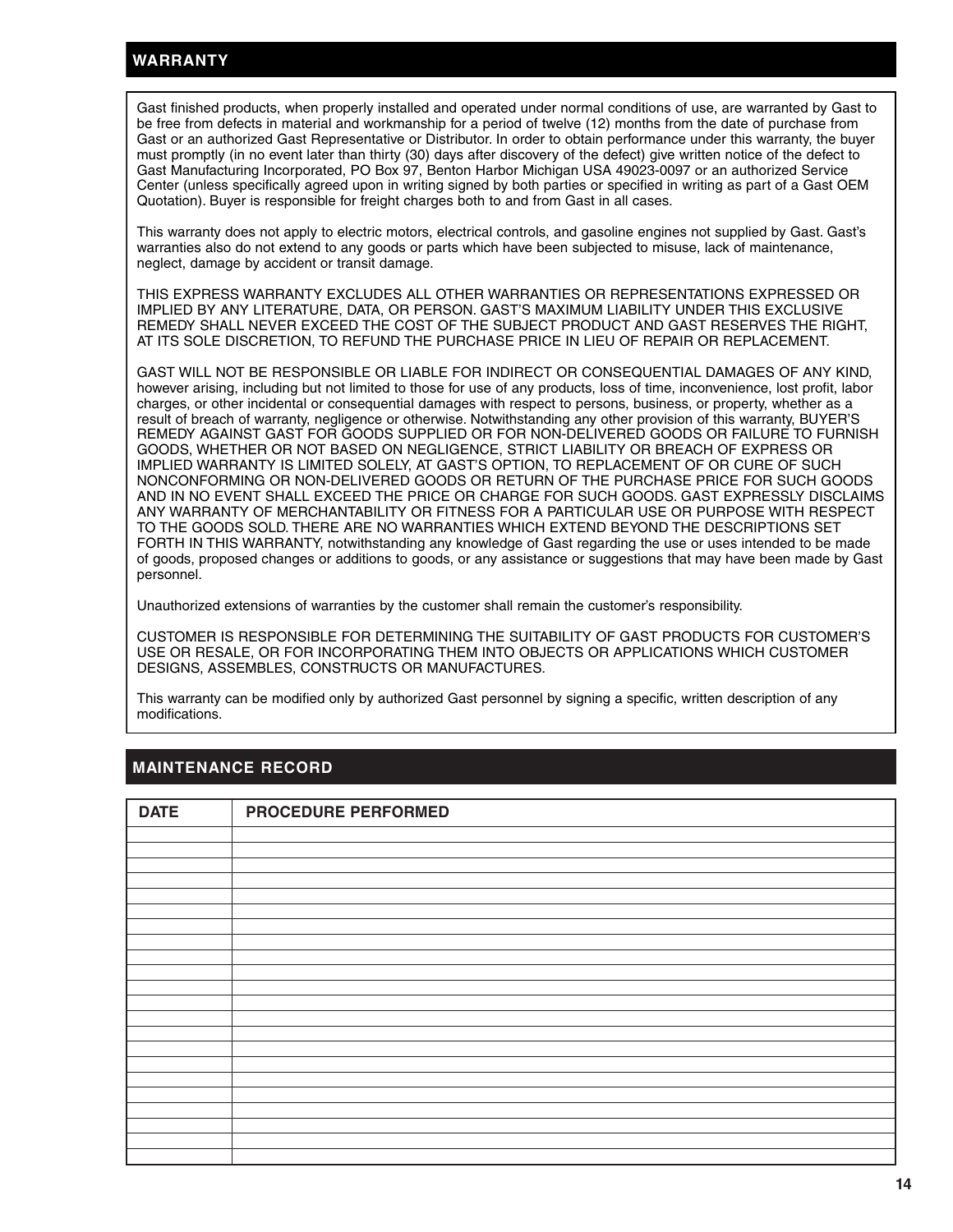## WARRANTY

Gast finished products, when properly installed and operated under normal conditions of use, are warranted by Gast to be free from defects in material and workmanship for a period of twelve (12) months from the date of purchase from Gast or an authorized Gast Representative or Distributor. In order to obtain performance under this warranty, the buyer must promptly (in no event later than thirty (30) days after discovery of the defect) give written notice of the defect to Gast Manufacturing Incorporated, PO Box 97, Benton Harbor Michigan USA 49023-0097 or an authorized Service Center (unless specifically agreed upon in writing signed by both parties or specified in writing as part of a Gast OEM Quotation). Buyer is responsible for freight charges both to and from Gast in all cases.

This warranty does not apply to electric motors, electrical controls, and gasoline engines not supplied by Gast. Gast's warranties also do not extend to any goods or parts which have been subjected to misuse, lack of maintenance, neglect, damage by accident or transit damage.

THIS EXPRESS WARRANTY EXCLUDES ALL OTHER WARRANTIES OR REPRESENTATIONS EXPRESSED OR IMPLIED BY ANY LITERATURE, DATA, OR PERSON. GAST'S MAXIMUM LIABILITY UNDER THIS EXCLUSIVE REMEDY SHALL NEVER EXCEED THE COST OF THE SUBJECT PRODUCT AND GAST RESERVES THE RIGHT, AT ITS SOLE DISCRETION, TO REFUND THE PURCHASE PRICE IN LIEU OF REPAIR OR REPLACEMENT.

GAST WILL NOT BE RESPONSIBLE OR LIABLE FOR INDIRECT OR CONSEQUENTIAL DAMAGES OF ANY KIND, however arising, including but not limited to those for use of any products, loss of time, inconvenience, lost profit, labor charges, or other incidental or consequential damages with respect to persons, business, or property, whether as a result of breach of warranty, negligence or otherwise. Notwithstanding any other provision of this warranty, BUYER'S REMEDY AGAINST GAST FOR GOODS SUPPLIED OR FOR NON-DELIVERED GOODS OR FAILURE TO FURNISH GOODS, WHETHER OR NOT BASED ON NEGLIGENCE, STRICT LIABILITY OR BREACH OF EXPRESS OR IMPLIED WARRANTY IS LIMITED SOLELY, AT GAST'S OPTION, TO REPLACEMENT OF OR CURE OF SUCH NONCONFORMING OR NON-DELIVERED GOODS OR RETURN OF THE PURCHASE PRICE FOR SUCH GOODS AND IN NO EVENT SHALL EXCEED THE PRICE OR CHARGE FOR SUCH GOODS. GAST EXPRESSLY DISCLAIMS ANY WARRANTY OF MERCHANTABILITY OR FITNESS FOR A PARTICULAR USE OR PURPOSE WITH RESPECT TO THE GOODS SOLD. THERE ARE NO WARRANTIES WHICH EXTEND BEYOND THE DESCRIPTIONS SET FORTH IN THIS WARRANTY, notwithstanding any knowledge of Gast regarding the use or uses intended to be made of goods, proposed changes or additions to goods, or any assistance or suggestions that may have been made by Gast personnel.

Unauthorized extensions of warranties by the customer shall remain the customer's responsibility.

CUSTOMER IS RESPONSIBLE FOR DETERMINING THE SUITABILITY OF GAST PRODUCTS FOR CUSTOMER'S USE OR RESALE, OR FOR INCORPORATING THEM INTO OBJECTS OR APPLICATIONS WHICH CUSTOMER DESIGNS, ASSEMBLES, CONSTRUCTS OR MANUFACTURES.

This warranty can be modified only by authorized Gast personnel by signing a specific, written description of any modifications.

## MAINTENANCE RECORD

| DATE | PROCEDURE PERFORMED |
|---|---|
| | |
| | |
| | |
| | |
| | |
| | |
| | |
| | |
| | |
| | |
| | |
| | |
| | |
| | |
| | |
| | |
| | |
| | |
| | |
| | |
| | |
| | |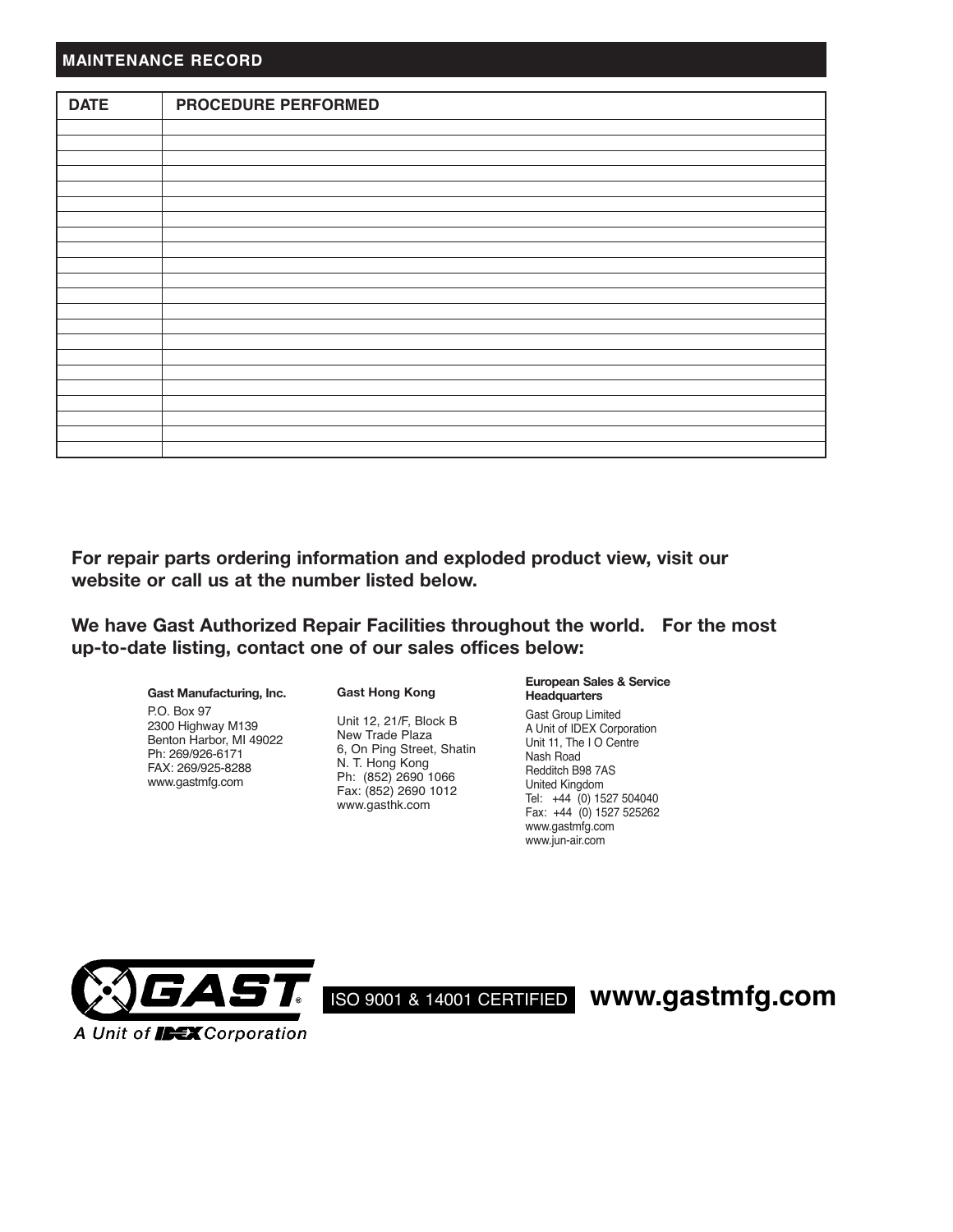## MAINTENANCE RECORD

| DATE | PROCEDURE PERFORMED |
|---|---|
| | |
| | |
| | |
| | |
| | |
| | |
| | |
| | |
| | |
| | |
| | |
| | |
| | |
| | |
| | |
| | |
| | |
| | |
| | |
| | |
| | |
| | |

**For repair parts ordering information and exploded product view, visit our website or call us at the number listed below.**

**We have Gast Authorized Repair Facilities throughout the world. For the most up-to-date listing, contact one of our sales offices below:**

**Gast Manufacturing, Inc.**
P.O. Box 97
2300 Highway M139
Benton Harbor, MI 49022
Ph: 269/926-6171
FAX: 269/925-8288
www.gastmfg.com

**Gast Hong Kong**
Unit 12, 21/F, Block B
New Trade Plaza
6, On Ping Street, Shatin
N. T. Hong Kong
Ph: (852) 2690 1066
Fax: (852) 2690 1012
www.gasthk.com

**European Sales & Service Headquarters**
Gast Group Limited
A Unit of IDEX Corporation
Unit 11, The I O Centre
Nash Road
Redditch B98 7AS
United Kingdom
Tel: +44 (0) 1527 504040
Fax: +44 (0) 1527 525262
www.gastmfg.com
www.jun-air.com

GAST® A Unit of IDEX Corporation

ISO 9001 & 14001 CERTIFIED **www.gastmfg.com**